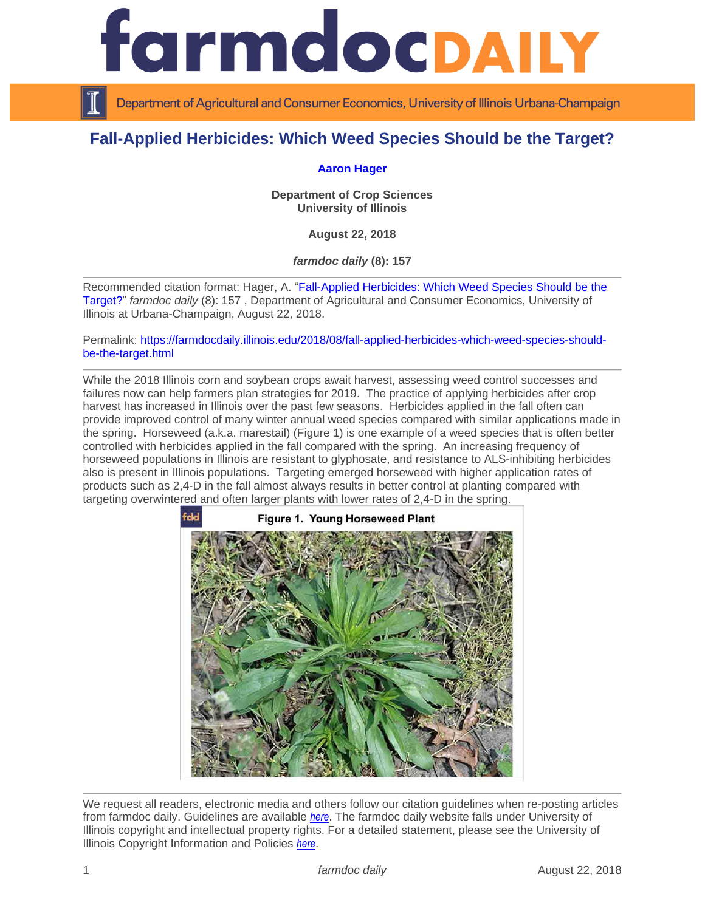# Fall-Applied Herbicides: Which Weed Species Should be the Target?

**Aaron Hager**

**Department of Crop Sciences**
**University of Illinois**

**August 22, 2018**

***farmdoc daily* (8): 157**

Recommended citation format: Hager, A. "Fall-Applied Herbicides: Which Weed Species Should be the Target?" *farmdoc daily* (8): 157 , Department of Agricultural and Consumer Economics, University of Illinois at Urbana-Champaign, August 22, 2018.

Permalink: https://farmdocdaily.illinois.edu/2018/08/fall-applied-herbicides-which-weed-species-should-be-the-target.html

While the 2018 Illinois corn and soybean crops await harvest, assessing weed control successes and failures now can help farmers plan strategies for 2019. The practice of applying herbicides after crop harvest has increased in Illinois over the past few seasons. Herbicides applied in the fall often can provide improved control of many winter annual weed species compared with similar applications made in the spring. Horseweed (a.k.a. marestail) (Figure 1) is one example of a weed species that is often better controlled with herbicides applied in the fall compared with the spring. An increasing frequency of horseweed populations in Illinois are resistant to glyphosate, and resistance to ALS-inhibiting herbicides also is present in Illinois populations. Targeting emerged horseweed with higher application rates of products such as 2,4-D in the fall almost always results in better control at planting compared with targeting overwintered and often larger plants with lower rates of 2,4-D in the spring.

**Figure 1. Young Horseweed Plant**

We request all readers, electronic media and others follow our citation guidelines when re-posting articles from farmdoc daily. Guidelines are available *here*. The farmdoc daily website falls under University of Illinois copyright and intellectual property rights. For a detailed statement, please see the University of Illinois Copyright Information and Policies *here*.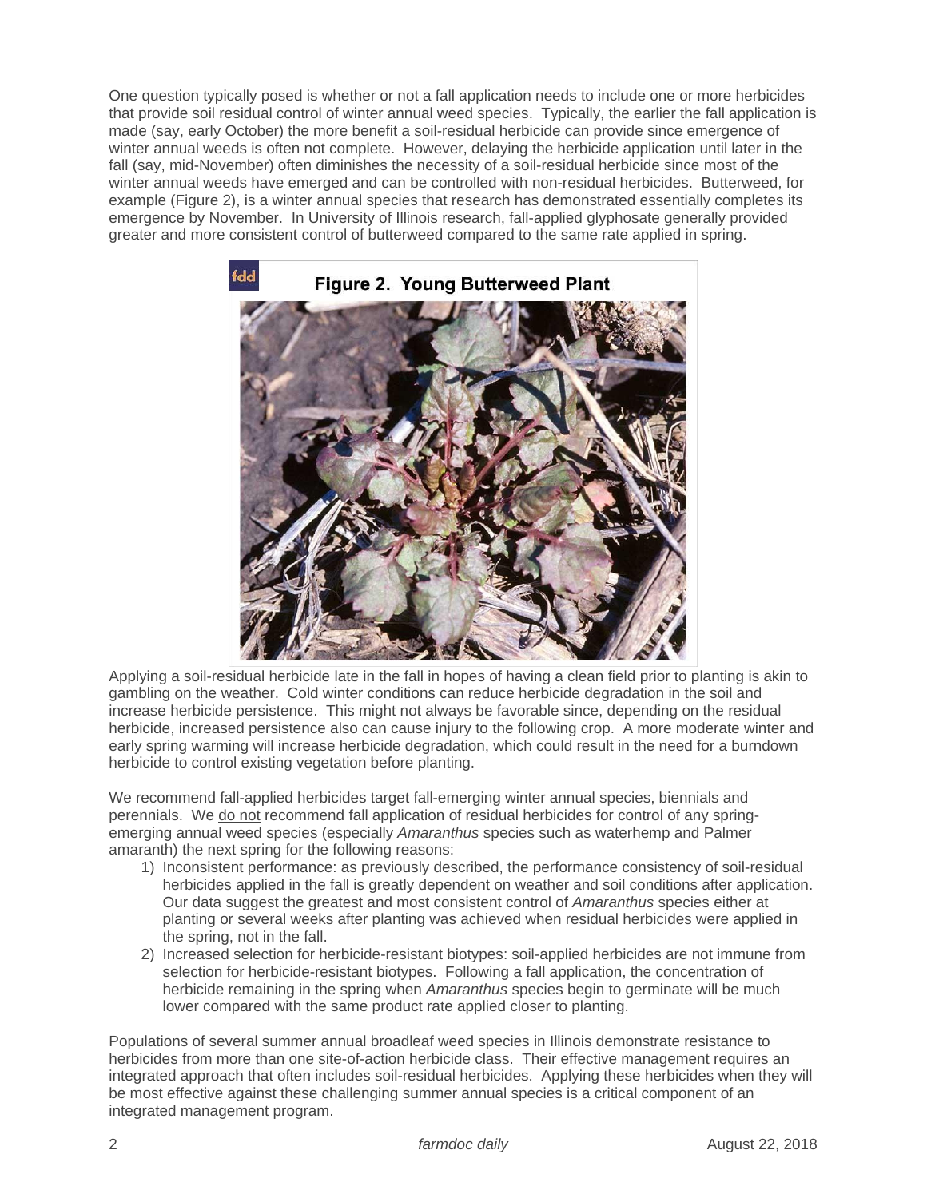One question typically posed is whether or not a fall application needs to include one or more herbicides that provide soil residual control of winter annual weed species. Typically, the earlier the fall application is made (say, early October) the more benefit a soil-residual herbicide can provide since emergence of winter annual weeds is often not complete. However, delaying the herbicide application until later in the fall (say, mid-November) often diminishes the necessity of a soil-residual herbicide since most of the winter annual weeds have emerged and can be controlled with non-residual herbicides. Butterweed, for example (Figure 2), is a winter annual species that research has demonstrated essentially completes its emergence by November. In University of Illinois research, fall-applied glyphosate generally provided greater and more consistent control of butterweed compared to the same rate applied in spring.

**Figure 2. Young Butterweed Plant**

Applying a soil-residual herbicide late in the fall in hopes of having a clean field prior to planting is akin to gambling on the weather. Cold winter conditions can reduce herbicide degradation in the soil and increase herbicide persistence. This might not always be favorable since, depending on the residual herbicide, increased persistence also can cause injury to the following crop. A more moderate winter and early spring warming will increase herbicide degradation, which could result in the need for a burndown herbicide to control existing vegetation before planting.

We recommend fall-applied herbicides target fall-emerging winter annual species, biennials and perennials. We <u>do not</u> recommend fall application of residual herbicides for control of any spring-emerging annual weed species (especially *Amaranthus* species such as waterhemp and Palmer amaranth) the next spring for the following reasons:

1) Inconsistent performance: as previously described, the performance consistency of soil-residual herbicides applied in the fall is greatly dependent on weather and soil conditions after application. Our data suggest the greatest and most consistent control of *Amaranthus* species either at planting or several weeks after planting was achieved when residual herbicides were applied in the spring, not in the fall.
2) Increased selection for herbicide-resistant biotypes: soil-applied herbicides are <u>not</u> immune from selection for herbicide-resistant biotypes. Following a fall application, the concentration of herbicide remaining in the spring when *Amaranthus* species begin to germinate will be much lower compared with the same product rate applied closer to planting.

Populations of several summer annual broadleaf weed species in Illinois demonstrate resistance to herbicides from more than one site-of-action herbicide class. Their effective management requires an integrated approach that often includes soil-residual herbicides. Applying these herbicides when they will be most effective against these challenging summer annual species is a critical component of an integrated management program.